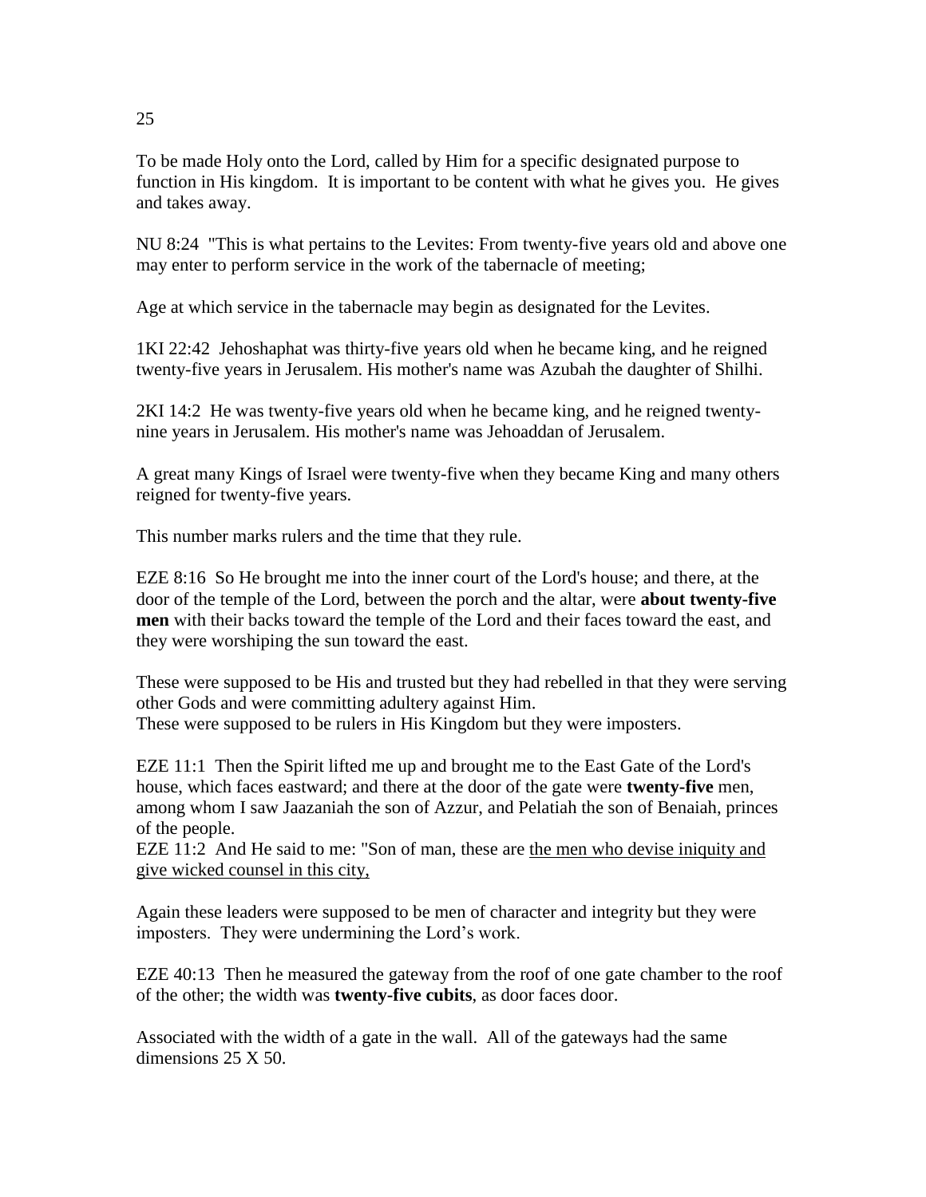# 25

To be made Holy onto the Lord, called by Him for a specific designated purpose to function in His kingdom. It is important to be content with what he gives you. He gives and takes away.

NU 8:24 "This is what pertains to the Levites: From twenty-five years old and above one may enter to perform service in the work of the tabernacle of meeting;

Age at which service in the tabernacle may begin as designated for the Levites.

1KI 22:42 Jehoshaphat was thirty-five years old when he became king, and he reigned twenty-five years in Jerusalem. His mother's name was Azubah the daughter of Shilhi.

2KI 14:2 He was twenty-five years old when he became king, and he reigned twenty-nine years in Jerusalem. His mother's name was Jehoaddan of Jerusalem.

A great many Kings of Israel were twenty-five when they became King and many others reigned for twenty-five years.

This number marks rulers and the time that they rule.

EZE 8:16 So He brought me into the inner court of the Lord's house; and there, at the door of the temple of the Lord, between the porch and the altar, were **about twenty-five men** with their backs toward the temple of the Lord and their faces toward the east, and they were worshiping the sun toward the east.

These were supposed to be His and trusted but they had rebelled in that they were serving other Gods and were committing adultery against Him.
These were supposed to be rulers in His Kingdom but they were imposters.

EZE 11:1 Then the Spirit lifted me up and brought me to the East Gate of the Lord's house, which faces eastward; and there at the door of the gate were **twenty-five** men, among whom I saw Jaazaniah the son of Azzur, and Pelatiah the son of Benaiah, princes of the people.
EZE 11:2 And He said to me: "Son of man, these are <u>the men who devise iniquity and give wicked counsel in this city,</u>

Again these leaders were supposed to be men of character and integrity but they were imposters. They were undermining the Lord's work.

EZE 40:13 Then he measured the gateway from the roof of one gate chamber to the roof of the other; the width was **twenty-five cubits**, as door faces door.

Associated with the width of a gate in the wall. All of the gateways had the same dimensions 25 X 50.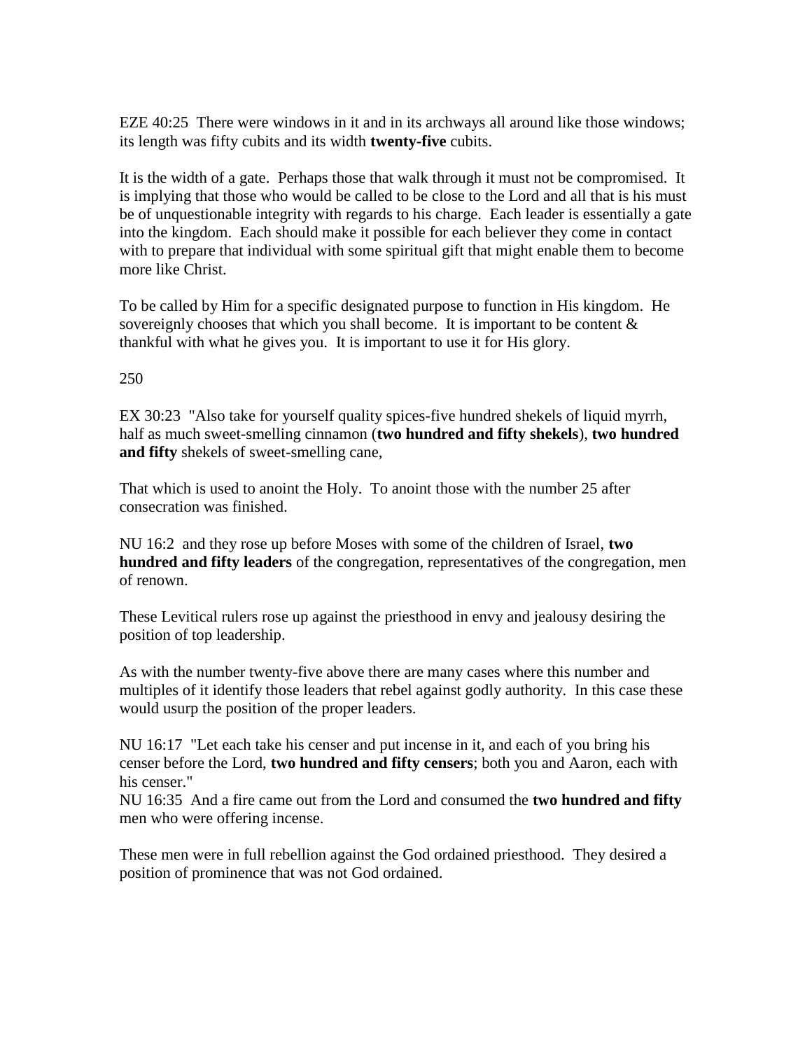EZE 40:25  There were windows in it and in its archways all around like those windows; its length was fifty cubits and its width **twenty-five** cubits.

It is the width of a gate.  Perhaps those that walk through it must not be compromised.  It is implying that those who would be called to be close to the Lord and all that is his must be of unquestionable integrity with regards to his charge.  Each leader is essentially a gate into the kingdom.  Each should make it possible for each believer they come in contact with to prepare that individual with some spiritual gift that might enable them to become more like Christ.

To be called by Him for a specific designated purpose to function in His kingdom.  He sovereignly chooses that which you shall become.  It is important to be content & thankful with what he gives you.  It is important to use it for His glory.

250

EX 30:23  "Also take for yourself quality spices-five hundred shekels of liquid myrrh, half as much sweet-smelling cinnamon (**two hundred and fifty shekels**), **two hundred and fifty** shekels of sweet-smelling cane,

That which is used to anoint the Holy.  To anoint those with the number 25 after consecration was finished.

NU 16:2  and they rose up before Moses with some of the children of Israel, **two hundred and fifty leaders** of the congregation, representatives of the congregation, men of renown.

These Levitical rulers rose up against the priesthood in envy and jealousy desiring the position of top leadership.

As with the number twenty-five above there are many cases where this number and multiples of it identify those leaders that rebel against godly authority.  In this case these would usurp the position of the proper leaders.

NU 16:17  "Let each take his censer and put incense in it, and each of you bring his censer before the Lord, **two hundred and fifty censers**; both you and Aaron, each with his censer."
NU 16:35  And a fire came out from the Lord and consumed the **two hundred and fifty** men who were offering incense.

These men were in full rebellion against the God ordained priesthood.  They desired a position of prominence that was not God ordained.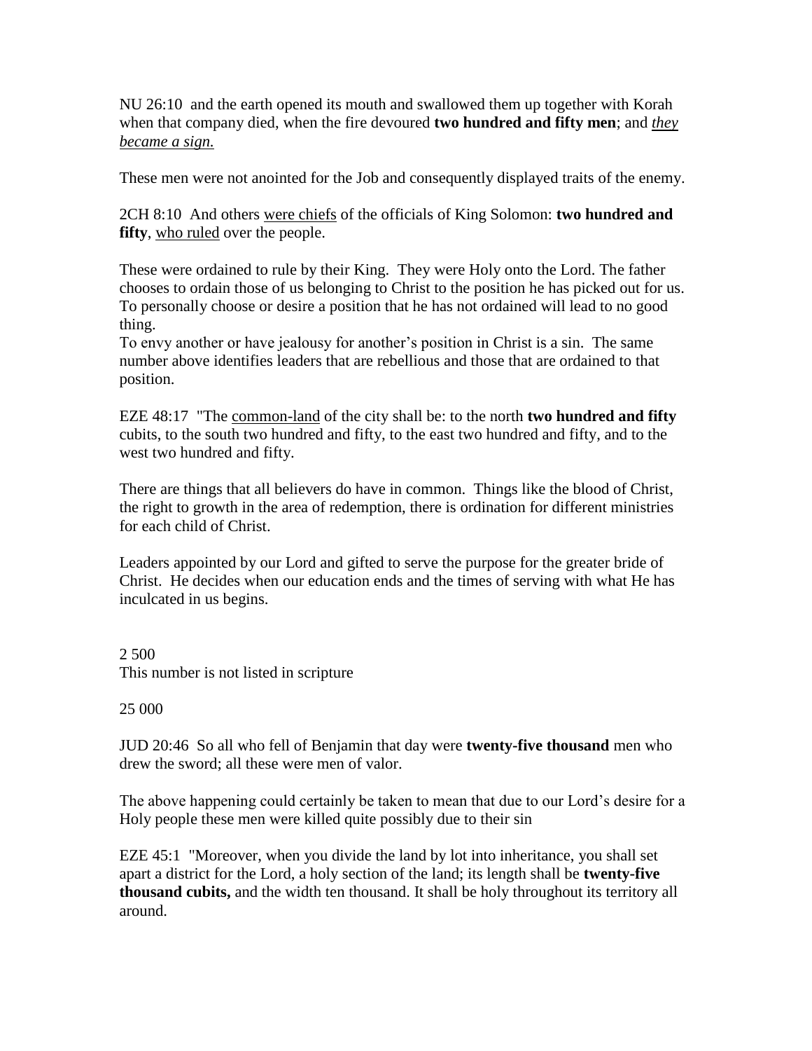NU 26:10  and the earth opened its mouth and swallowed them up together with Korah when that company died, when the fire devoured **two hundred and fifty men**; and *they became a sign.*

These men were not anointed for the Job and consequently displayed traits of the enemy.

2CH 8:10  And others were chiefs of the officials of King Solomon: **two hundred and fifty**, who ruled over the people.

These were ordained to rule by their King.  They were Holy onto the Lord. The father chooses to ordain those of us belonging to Christ to the position he has picked out for us.  To personally choose or desire a position that he has not ordained will lead to no good thing.
To envy another or have jealousy for another's position in Christ is a sin.  The same number above identifies leaders that are rebellious and those that are ordained to that position.

EZE 48:17  "The common-land of the city shall be: to the north **two hundred and fifty** cubits, to the south two hundred and fifty, to the east two hundred and fifty, and to the west two hundred and fifty.

There are things that all believers do have in common.  Things like the blood of Christ, the right to growth in the area of redemption, there is ordination for different ministries for each child of Christ.

Leaders appointed by our Lord and gifted to serve the purpose for the greater bride of Christ.  He decides when our education ends and the times of serving with what He has inculcated in us begins.

2 500
This number is not listed in scripture

25 000

JUD 20:46  So all who fell of Benjamin that day were **twenty-five thousand** men who drew the sword; all these were men of valor.

The above happening could certainly be taken to mean that due to our Lord's desire for a Holy people these men were killed quite possibly due to their sin

EZE 45:1  "Moreover, when you divide the land by lot into inheritance, you shall set apart a district for the Lord, a holy section of the land; its length shall be **twenty-five thousand cubits,** and the width ten thousand. It shall be holy throughout its territory all around.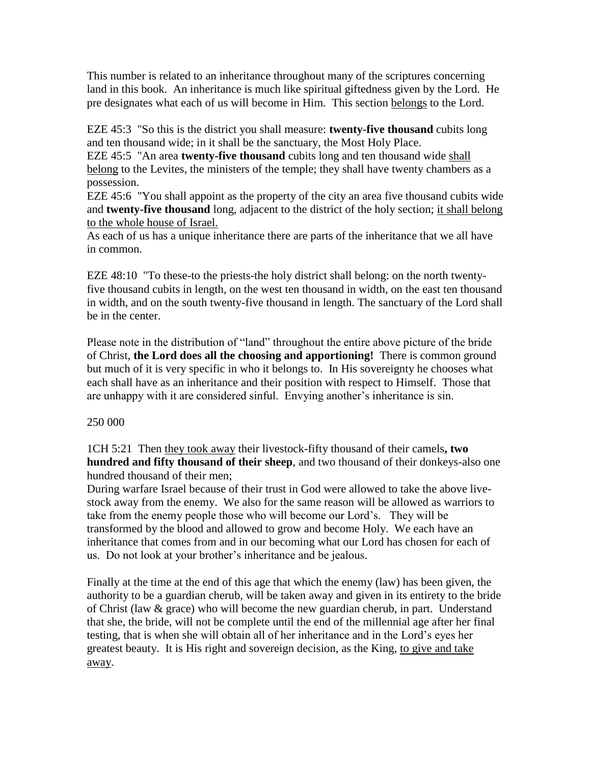This number is related to an inheritance throughout many of the scriptures concerning land in this book. An inheritance is much like spiritual giftedness given by the Lord. He pre designates what each of us will become in Him. This section belongs to the Lord.

EZE 45:3 "So this is the district you shall measure: **twenty-five thousand** cubits long and ten thousand wide; in it shall be the sanctuary, the Most Holy Place.
EZE 45:5 "An area **twenty-five thousand** cubits long and ten thousand wide shall belong to the Levites, the ministers of the temple; they shall have twenty chambers as a possession.
EZE 45:6 "You shall appoint as the property of the city an area five thousand cubits wide and **twenty-five thousand** long, adjacent to the district of the holy section; it shall belong to the whole house of Israel.
As each of us has a unique inheritance there are parts of the inheritance that we all have in common.

EZE 48:10 "To these-to the priests-the holy district shall belong: on the north twenty-five thousand cubits in length, on the west ten thousand in width, on the east ten thousand in width, and on the south twenty-five thousand in length. The sanctuary of the Lord shall be in the center.

Please note in the distribution of "land" throughout the entire above picture of the bride of Christ, **the Lord does all the choosing and apportioning!** There is common ground but much of it is very specific in who it belongs to. In His sovereignty he chooses what each shall have as an inheritance and their position with respect to Himself. Those that are unhappy with it are considered sinful. Envying another's inheritance is sin.

250 000

1CH 5:21 Then they took away their livestock-fifty thousand of their camels**, two hundred and fifty thousand of their sheep**, and two thousand of their donkeys-also one hundred thousand of their men;
During warfare Israel because of their trust in God were allowed to take the above live-stock away from the enemy. We also for the same reason will be allowed as warriors to take from the enemy people those who will become our Lord's. They will be transformed by the blood and allowed to grow and become Holy. We each have an inheritance that comes from and in our becoming what our Lord has chosen for each of us. Do not look at your brother's inheritance and be jealous.

Finally at the time at the end of this age that which the enemy (law) has been given, the authority to be a guardian cherub, will be taken away and given in its entirety to the bride of Christ (law & grace) who will become the new guardian cherub, in part. Understand that she, the bride, will not be complete until the end of the millennial age after her final testing, that is when she will obtain all of her inheritance and in the Lord's eyes her greatest beauty. It is His right and sovereign decision, as the King, to give and take away.